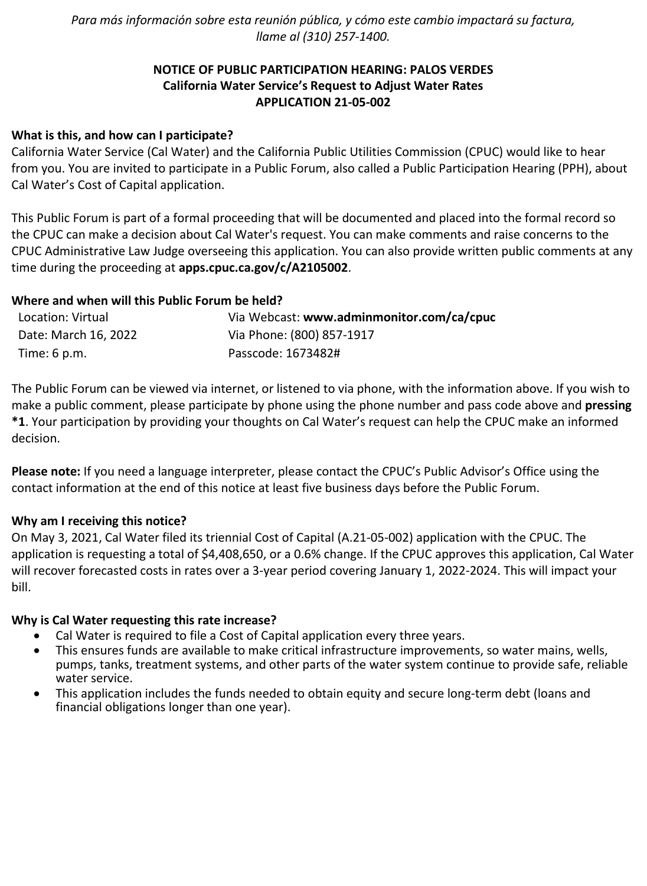*Para más información sobre esta reunión pública, y cómo este cambio impactará su factura, llame al (310) 257-1400.*

**NOTICE OF PUBLIC PARTICIPATION HEARING: PALOS VERDES**
**California Water Service's Request to Adjust Water Rates**
**APPLICATION 21-05-002**

**What is this, and how can I participate?**

California Water Service (Cal Water) and the California Public Utilities Commission (CPUC) would like to hear from you. You are invited to participate in a Public Forum, also called a Public Participation Hearing (PPH), about Cal Water's Cost of Capital application.

This Public Forum is part of a formal proceeding that will be documented and placed into the formal record so the CPUC can make a decision about Cal Water's request. You can make comments and raise concerns to the CPUC Administrative Law Judge overseeing this application. You can also provide written public comments at any time during the proceeding at **apps.cpuc.ca.gov/c/A2105002**.

**Where and when will this Public Forum be held?**

| | |
|---|---|
| Location: Virtual | Via Webcast: **www.adminmonitor.com/ca/cpuc** |
| Date: March 16, 2022 | Via Phone: (800) 857-1917 |
| Time: 6 p.m. | Passcode: 1673482# |

The Public Forum can be viewed via internet, or listened to via phone, with the information above. If you wish to make a public comment, please participate by phone using the phone number and pass code above and **pressing *1**. Your participation by providing your thoughts on Cal Water's request can help the CPUC make an informed decision.

**Please note:** If you need a language interpreter, please contact the CPUC's Public Advisor's Office using the contact information at the end of this notice at least five business days before the Public Forum.

**Why am I receiving this notice?**

On May 3, 2021, Cal Water filed its triennial Cost of Capital (A.21-05-002) application with the CPUC. The application is requesting a total of $4,408,650, or a 0.6% change. If the CPUC approves this application, Cal Water will recover forecasted costs in rates over a 3-year period covering January 1, 2022-2024. This will impact your bill.

**Why is Cal Water requesting this rate increase?**

- Cal Water is required to file a Cost of Capital application every three years.
- This ensures funds are available to make critical infrastructure improvements, so water mains, wells, pumps, tanks, treatment systems, and other parts of the water system continue to provide safe, reliable water service.
- This application includes the funds needed to obtain equity and secure long-term debt (loans and financial obligations longer than one year).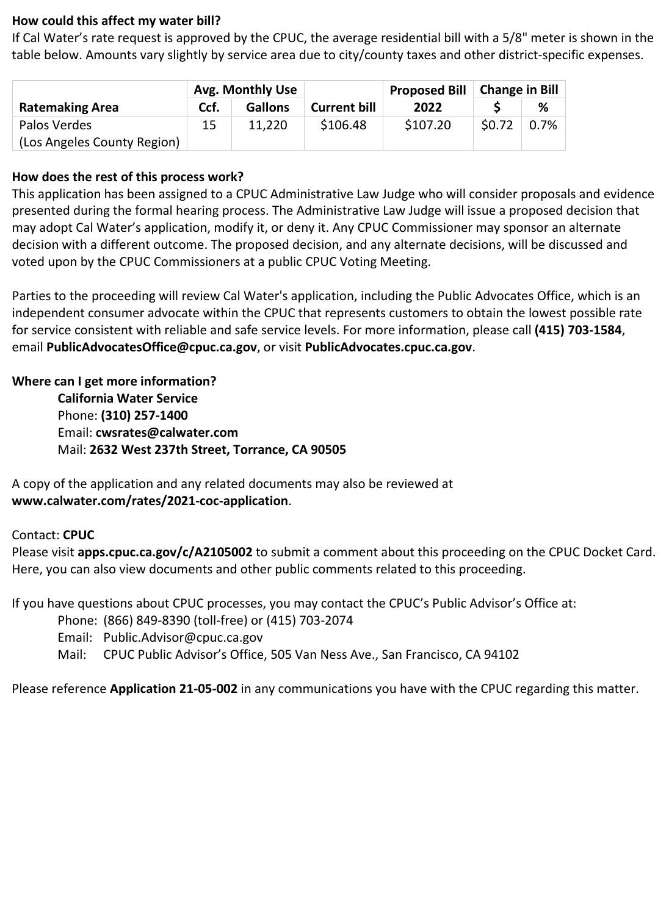**How could this affect my water bill?**

If Cal Water's rate request is approved by the CPUC, the average residential bill with a 5/8" meter is shown in the table below. Amounts vary slightly by service area due to city/county taxes and other district-specific expenses.

| Ratemaking Area | Avg. Monthly Use | | Current bill | Proposed Bill | Change in Bill | |
|---|---|---|---|---|---|---|
| | Ccf. | Gallons | | 2022 | $ | % |
| Palos Verdes (Los Angeles County Region) | 15 | 11,220 | $106.48 | $107.20 | $0.72 | 0.7% |

**How does the rest of this process work?**

This application has been assigned to a CPUC Administrative Law Judge who will consider proposals and evidence presented during the formal hearing process. The Administrative Law Judge will issue a proposed decision that may adopt Cal Water's application, modify it, or deny it. Any CPUC Commissioner may sponsor an alternate decision with a different outcome. The proposed decision, and any alternate decisions, will be discussed and voted upon by the CPUC Commissioners at a public CPUC Voting Meeting.

Parties to the proceeding will review Cal Water's application, including the Public Advocates Office, which is an independent consumer advocate within the CPUC that represents customers to obtain the lowest possible rate for service consistent with reliable and safe service levels. For more information, please call **(415) 703-1584**, email **PublicAdvocatesOffice@cpuc.ca.gov**, or visit **PublicAdvocates.cpuc.ca.gov**.

**Where can I get more information?**

**California Water Service**
Phone: **(310) 257-1400**
Email: **cwsrates@calwater.com**
Mail: **2632 West 237th Street, Torrance, CA 90505**

A copy of the application and any related documents may also be reviewed at **www.calwater.com/rates/2021-coc-application**.

Contact: **CPUC**

Please visit **apps.cpuc.ca.gov/c/A2105002** to submit a comment about this proceeding on the CPUC Docket Card. Here, you can also view documents and other public comments related to this proceeding.

If you have questions about CPUC processes, you may contact the CPUC's Public Advisor's Office at:

Phone: (866) 849-8390 (toll-free) or (415) 703-2074
Email: Public.Advisor@cpuc.ca.gov
Mail: CPUC Public Advisor's Office, 505 Van Ness Ave., San Francisco, CA 94102

Please reference **Application 21-05-002** in any communications you have with the CPUC regarding this matter.